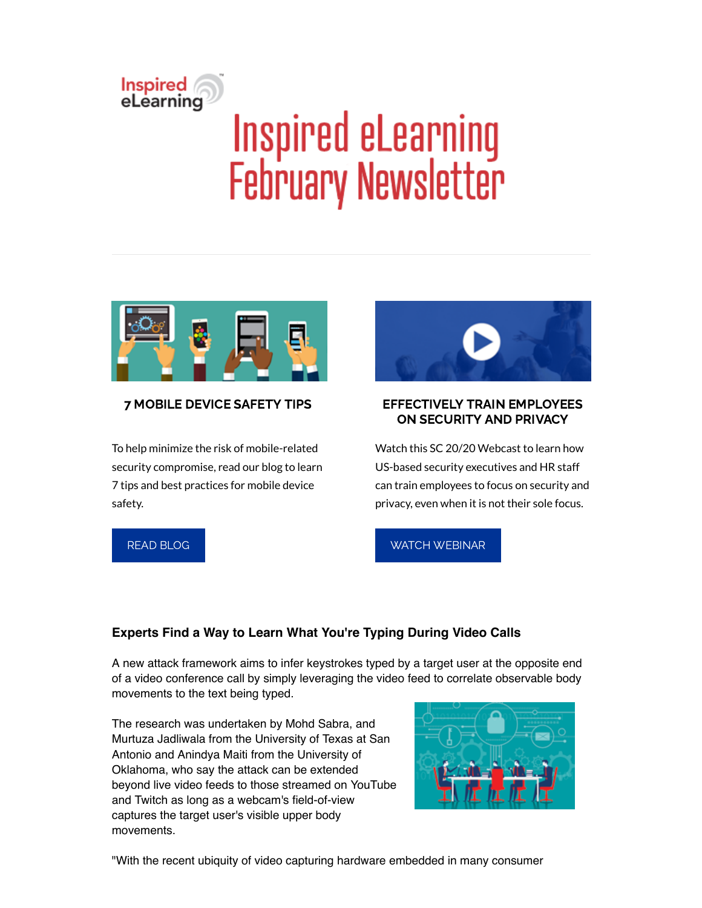Inspired eLearning

# Inspired eLearning February Newsletter

### 7 MOBILE DEVICE SAFETY TIPS

To help minimize the risk of mobile-related security compromise, read our blog to learn 7 tips and best practices for mobile device safety.

READ BLOG

### EFFECTIVELY TRAIN EMPLOYEES ON SECURITY AND PRIVACY

Watch this SC 20/20 Webcast to learn how US-based security executives and HR staff can train employees to focus on security and privacy, even when it is not their sole focus.

WATCH WEBINAR

### Experts Find a Way to Learn What You're Typing During Video Calls

A new attack framework aims to infer keystrokes typed by a target user at the opposite end of a video conference call by simply leveraging the video feed to correlate observable body movements to the text being typed.

The research was undertaken by Mohd Sabra, and Murtuza Jadliwala from the University of Texas at San Antonio and Anindya Maiti from the University of Oklahoma, who say the attack can be extended beyond live video feeds to those streamed on YouTube and Twitch as long as a webcam's field-of-view captures the target user's visible upper body movements.

"With the recent ubiquity of video capturing hardware embedded in many consumer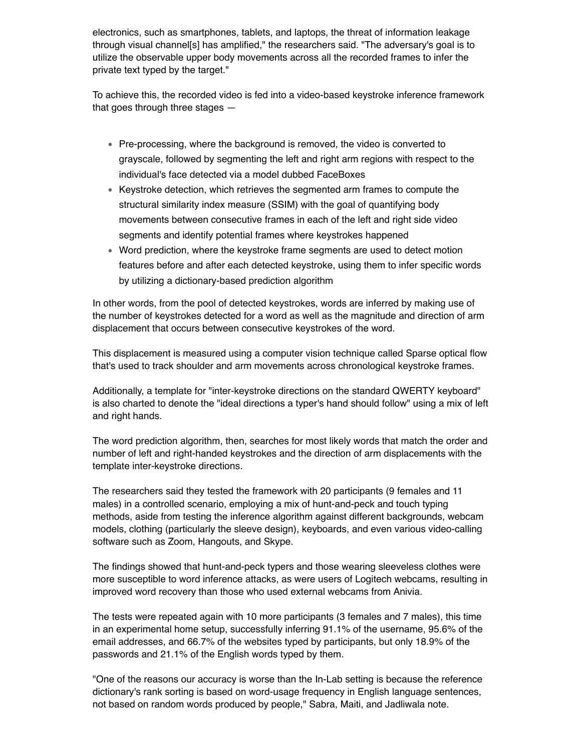electronics, such as smartphones, tablets, and laptops, the threat of information leakage through visual channel[s] has amplified," the researchers said. "The adversary's goal is to utilize the observable upper body movements across all the recorded frames to infer the private text typed by the target."

To achieve this, the recorded video is fed into a video-based keystroke inference framework that goes through three stages —

- Pre-processing, where the background is removed, the video is converted to grayscale, followed by segmenting the left and right arm regions with respect to the individual's face detected via a model dubbed FaceBoxes
- Keystroke detection, which retrieves the segmented arm frames to compute the structural similarity index measure (SSIM) with the goal of quantifying body movements between consecutive frames in each of the left and right side video segments and identify potential frames where keystrokes happened
- Word prediction, where the keystroke frame segments are used to detect motion features before and after each detected keystroke, using them to infer specific words by utilizing a dictionary-based prediction algorithm

In other words, from the pool of detected keystrokes, words are inferred by making use of the number of keystrokes detected for a word as well as the magnitude and direction of arm displacement that occurs between consecutive keystrokes of the word.

This displacement is measured using a computer vision technique called Sparse optical flow that's used to track shoulder and arm movements across chronological keystroke frames.

Additionally, a template for "inter-keystroke directions on the standard QWERTY keyboard" is also charted to denote the "ideal directions a typer's hand should follow" using a mix of left and right hands.

The word prediction algorithm, then, searches for most likely words that match the order and number of left and right-handed keystrokes and the direction of arm displacements with the template inter-keystroke directions.

The researchers said they tested the framework with 20 participants (9 females and 11 males) in a controlled scenario, employing a mix of hunt-and-peck and touch typing methods, aside from testing the inference algorithm against different backgrounds, webcam models, clothing (particularly the sleeve design), keyboards, and even various video-calling software such as Zoom, Hangouts, and Skype.

The findings showed that hunt-and-peck typers and those wearing sleeveless clothes were more susceptible to word inference attacks, as were users of Logitech webcams, resulting in improved word recovery than those who used external webcams from Anivia.

The tests were repeated again with 10 more participants (3 females and 7 males), this time in an experimental home setup, successfully inferring 91.1% of the username, 95.6% of the email addresses, and 66.7% of the websites typed by participants, but only 18.9% of the passwords and 21.1% of the English words typed by them.

"One of the reasons our accuracy is worse than the In-Lab setting is because the reference dictionary's rank sorting is based on word-usage frequency in English language sentences, not based on random words produced by people," Sabra, Maiti, and Jadliwala note.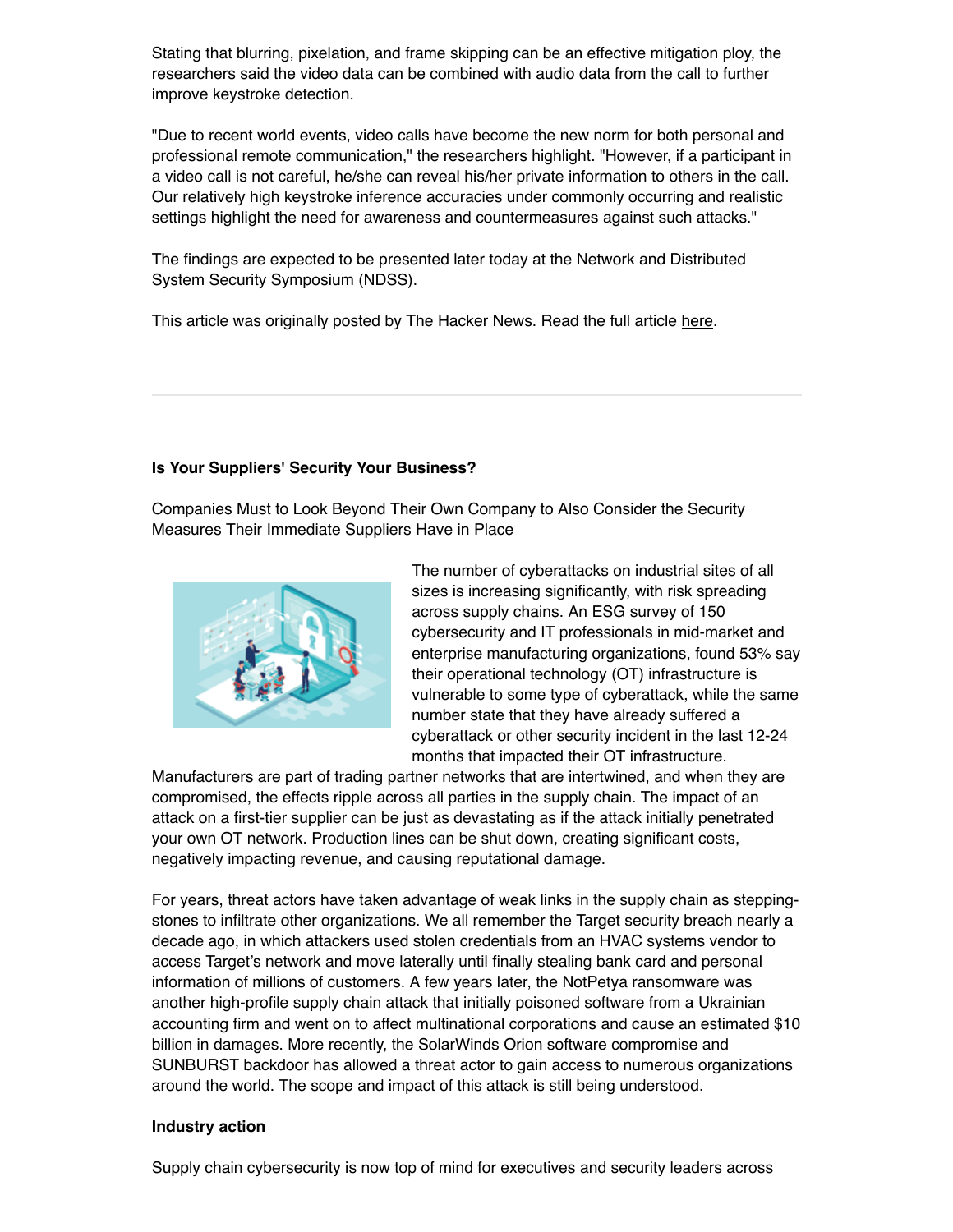Stating that blurring, pixelation, and frame skipping can be an effective mitigation ploy, the researchers said the video data can be combined with audio data from the call to further improve keystroke detection.

"Due to recent world events, video calls have become the new norm for both personal and professional remote communication," the researchers highlight. "However, if a participant in a video call is not careful, he/she can reveal his/her private information to others in the call. Our relatively high keystroke inference accuracies under commonly occurring and realistic settings highlight the need for awareness and countermeasures against such attacks."

The findings are expected to be presented later today at the Network and Distributed System Security Symposium (NDSS).

This article was originally posted by The Hacker News. Read the full article here.

---

**Is Your Suppliers' Security Your Business?**

Companies Must to Look Beyond Their Own Company to Also Consider the Security Measures Their Immediate Suppliers Have in Place

The number of cyberattacks on industrial sites of all sizes is increasing significantly, with risk spreading across supply chains. An ESG survey of 150 cybersecurity and IT professionals in mid-market and enterprise manufacturing organizations, found 53% say their operational technology (OT) infrastructure is vulnerable to some type of cyberattack, while the same number state that they have already suffered a cyberattack or other security incident in the last 12-24 months that impacted their OT infrastructure.

Manufacturers are part of trading partner networks that are intertwined, and when they are compromised, the effects ripple across all parties in the supply chain. The impact of an attack on a first-tier supplier can be just as devastating as if the attack initially penetrated your own OT network. Production lines can be shut down, creating significant costs, negatively impacting revenue, and causing reputational damage.

For years, threat actors have taken advantage of weak links in the supply chain as stepping-stones to infiltrate other organizations. We all remember the Target security breach nearly a decade ago, in which attackers used stolen credentials from an HVAC systems vendor to access Target's network and move laterally until finally stealing bank card and personal information of millions of customers. A few years later, the NotPetya ransomware was another high-profile supply chain attack that initially poisoned software from a Ukrainian accounting firm and went on to affect multinational corporations and cause an estimated $10 billion in damages. More recently, the SolarWinds Orion software compromise and SUNBURST backdoor has allowed a threat actor to gain access to numerous organizations around the world. The scope and impact of this attack is still being understood.

**Industry action**

Supply chain cybersecurity is now top of mind for executives and security leaders across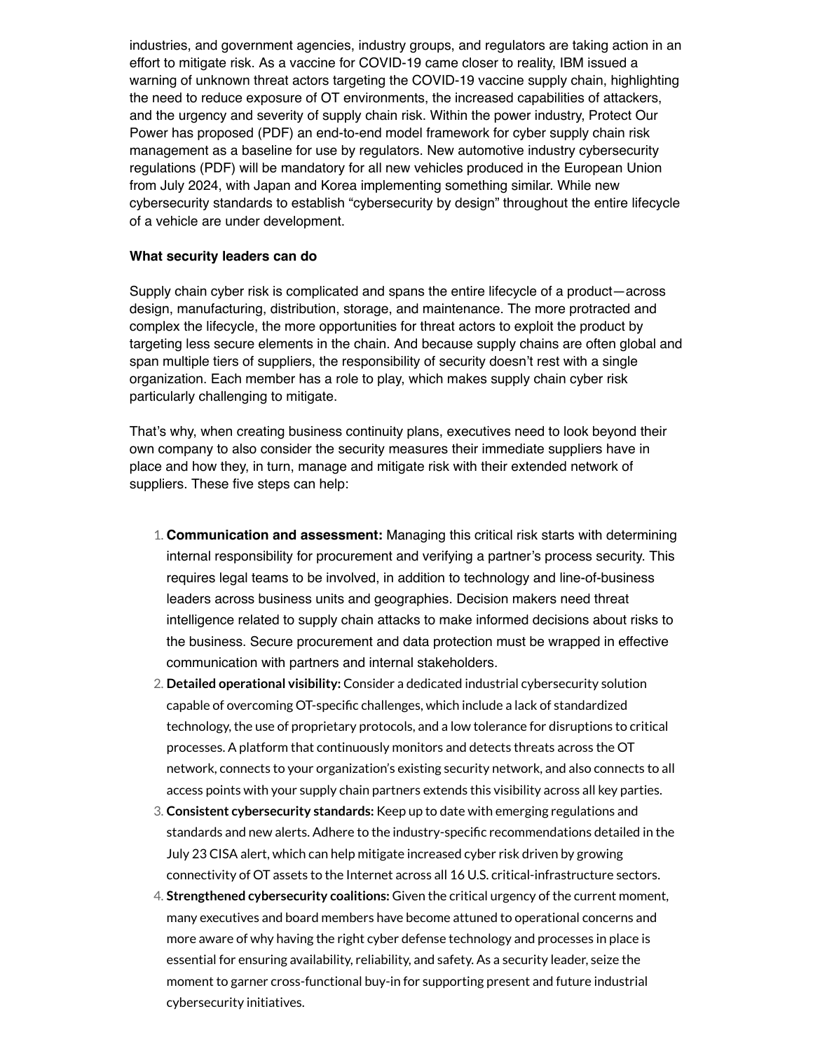industries, and government agencies, industry groups, and regulators are taking action in an effort to mitigate risk. As a vaccine for COVID-19 came closer to reality, IBM issued a warning of unknown threat actors targeting the COVID-19 vaccine supply chain, highlighting the need to reduce exposure of OT environments, the increased capabilities of attackers, and the urgency and severity of supply chain risk. Within the power industry, Protect Our Power has proposed (PDF) an end-to-end model framework for cyber supply chain risk management as a baseline for use by regulators. New automotive industry cybersecurity regulations (PDF) will be mandatory for all new vehicles produced in the European Union from July 2024, with Japan and Korea implementing something similar. While new cybersecurity standards to establish “cybersecurity by design” throughout the entire lifecycle of a vehicle are under development.

**What security leaders can do**

Supply chain cyber risk is complicated and spans the entire lifecycle of a product—across design, manufacturing, distribution, storage, and maintenance. The more protracted and complex the lifecycle, the more opportunities for threat actors to exploit the product by targeting less secure elements in the chain. And because supply chains are often global and span multiple tiers of suppliers, the responsibility of security doesn’t rest with a single organization. Each member has a role to play, which makes supply chain cyber risk particularly challenging to mitigate.

That’s why, when creating business continuity plans, executives need to look beyond their own company to also consider the security measures their immediate suppliers have in place and how they, in turn, manage and mitigate risk with their extended network of suppliers. These five steps can help:

1. **Communication and assessment:** Managing this critical risk starts with determining internal responsibility for procurement and verifying a partner’s process security. This requires legal teams to be involved, in addition to technology and line-of-business leaders across business units and geographies. Decision makers need threat intelligence related to supply chain attacks to make informed decisions about risks to the business. Secure procurement and data protection must be wrapped in effective communication with partners and internal stakeholders.
2. **Detailed operational visibility:** Consider a dedicated industrial cybersecurity solution capable of overcoming OT-specific challenges, which include a lack of standardized technology, the use of proprietary protocols, and a low tolerance for disruptions to critical processes. A platform that continuously monitors and detects threats across the OT network, connects to your organization’s existing security network, and also connects to all access points with your supply chain partners extends this visibility across all key parties.
3. **Consistent cybersecurity standards:** Keep up to date with emerging regulations and standards and new alerts. Adhere to the industry-specific recommendations detailed in the July 23 CISA alert, which can help mitigate increased cyber risk driven by growing connectivity of OT assets to the Internet across all 16 U.S. critical-infrastructure sectors.
4. **Strengthened cybersecurity coalitions:** Given the critical urgency of the current moment, many executives and board members have become attuned to operational concerns and more aware of why having the right cyber defense technology and processes in place is essential for ensuring availability, reliability, and safety. As a security leader, seize the moment to garner cross-functional buy-in for supporting present and future industrial cybersecurity initiatives.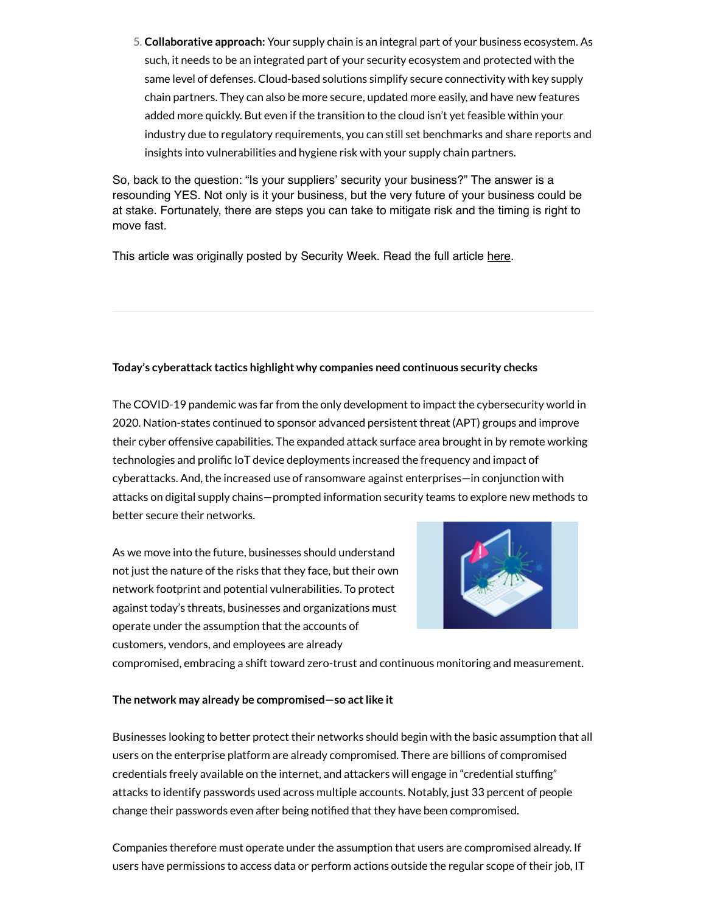5. **Collaborative approach:** Your supply chain is an integral part of your business ecosystem. As such, it needs to be an integrated part of your security ecosystem and protected with the same level of defenses. Cloud-based solutions simplify secure connectivity with key supply chain partners. They can also be more secure, updated more easily, and have new features added more quickly. But even if the transition to the cloud isn't yet feasible within your industry due to regulatory requirements, you can still set benchmarks and share reports and insights into vulnerabilities and hygiene risk with your supply chain partners.

So, back to the question: "Is your suppliers' security your business?" The answer is a resounding YES. Not only is it your business, but the very future of your business could be at stake. Fortunately, there are steps you can take to mitigate risk and the timing is right to move fast.

This article was originally posted by Security Week. Read the full article here.

---

**Today's cyberattack tactics highlight why companies need continuous security checks**

The COVID-19 pandemic was far from the only development to impact the cybersecurity world in 2020. Nation-states continued to sponsor advanced persistent threat (APT) groups and improve their cyber offensive capabilities. The expanded attack surface area brought in by remote working technologies and prolific IoT device deployments increased the frequency and impact of cyberattacks. And, the increased use of ransomware against enterprises—in conjunction with attacks on digital supply chains—prompted information security teams to explore new methods to better secure their networks.

As we move into the future, businesses should understand not just the nature of the risks that they face, but their own network footprint and potential vulnerabilities. To protect against today's threats, businesses and organizations must operate under the assumption that the accounts of customers, vendors, and employees are already compromised, embracing a shift toward zero-trust and continuous monitoring and measurement.

**The network may already be compromised—so act like it**

Businesses looking to better protect their networks should begin with the basic assumption that all users on the enterprise platform are already compromised. There are billions of compromised credentials freely available on the internet, and attackers will engage in "credential stuffing" attacks to identify passwords used across multiple accounts. Notably, just 33 percent of people change their passwords even after being notified that they have been compromised.

Companies therefore must operate under the assumption that users are compromised already. If users have permissions to access data or perform actions outside the regular scope of their job, IT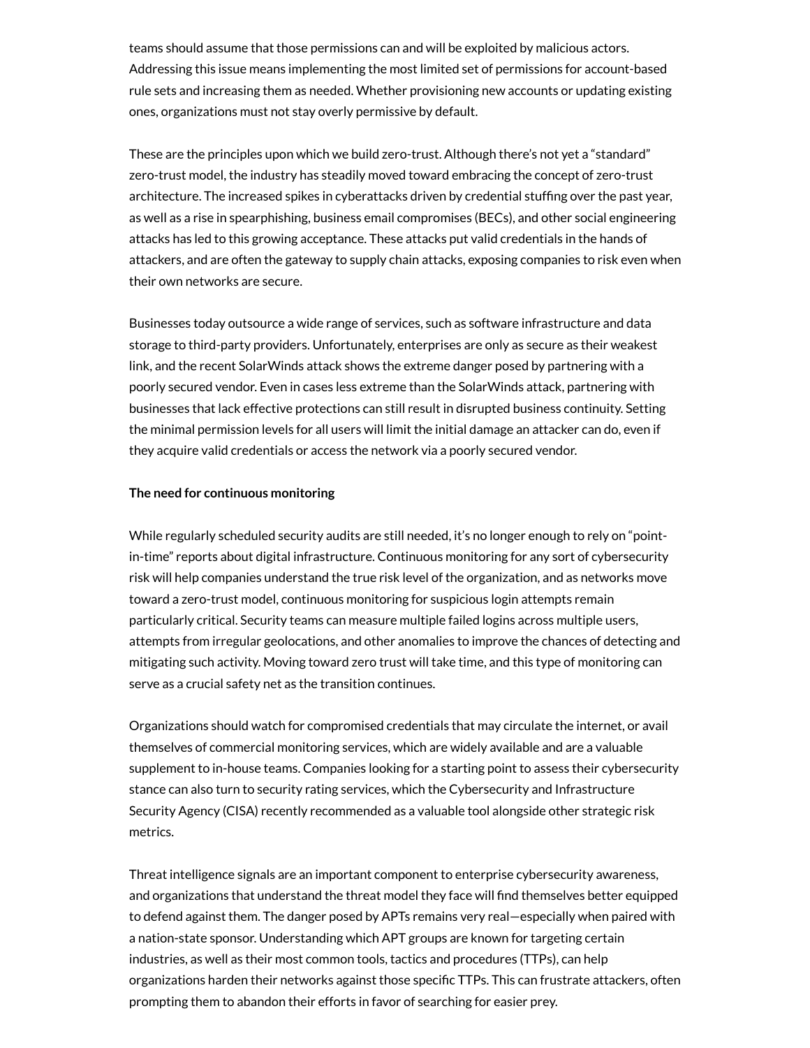teams should assume that those permissions can and will be exploited by malicious actors. Addressing this issue means implementing the most limited set of permissions for account-based rule sets and increasing them as needed. Whether provisioning new accounts or updating existing ones, organizations must not stay overly permissive by default.

These are the principles upon which we build zero-trust. Although there's not yet a "standard" zero-trust model, the industry has steadily moved toward embracing the concept of zero-trust architecture. The increased spikes in cyberattacks driven by credential stuffing over the past year, as well as a rise in spearphishing, business email compromises (BECs), and other social engineering attacks has led to this growing acceptance. These attacks put valid credentials in the hands of attackers, and are often the gateway to supply chain attacks, exposing companies to risk even when their own networks are secure.

Businesses today outsource a wide range of services, such as software infrastructure and data storage to third-party providers. Unfortunately, enterprises are only as secure as their weakest link, and the recent SolarWinds attack shows the extreme danger posed by partnering with a poorly secured vendor. Even in cases less extreme than the SolarWinds attack, partnering with businesses that lack effective protections can still result in disrupted business continuity. Setting the minimal permission levels for all users will limit the initial damage an attacker can do, even if they acquire valid credentials or access the network via a poorly secured vendor.

**The need for continuous monitoring**

While regularly scheduled security audits are still needed, it's no longer enough to rely on "point-in-time" reports about digital infrastructure. Continuous monitoring for any sort of cybersecurity risk will help companies understand the true risk level of the organization, and as networks move toward a zero-trust model, continuous monitoring for suspicious login attempts remain particularly critical. Security teams can measure multiple failed logins across multiple users, attempts from irregular geolocations, and other anomalies to improve the chances of detecting and mitigating such activity. Moving toward zero trust will take time, and this type of monitoring can serve as a crucial safety net as the transition continues.

Organizations should watch for compromised credentials that may circulate the internet, or avail themselves of commercial monitoring services, which are widely available and are a valuable supplement to in-house teams. Companies looking for a starting point to assess their cybersecurity stance can also turn to security rating services, which the Cybersecurity and Infrastructure Security Agency (CISA) recently recommended as a valuable tool alongside other strategic risk metrics.

Threat intelligence signals are an important component to enterprise cybersecurity awareness, and organizations that understand the threat model they face will find themselves better equipped to defend against them. The danger posed by APTs remains very real—especially when paired with a nation-state sponsor. Understanding which APT groups are known for targeting certain industries, as well as their most common tools, tactics and procedures (TTPs), can help organizations harden their networks against those specific TTPs. This can frustrate attackers, often prompting them to abandon their efforts in favor of searching for easier prey.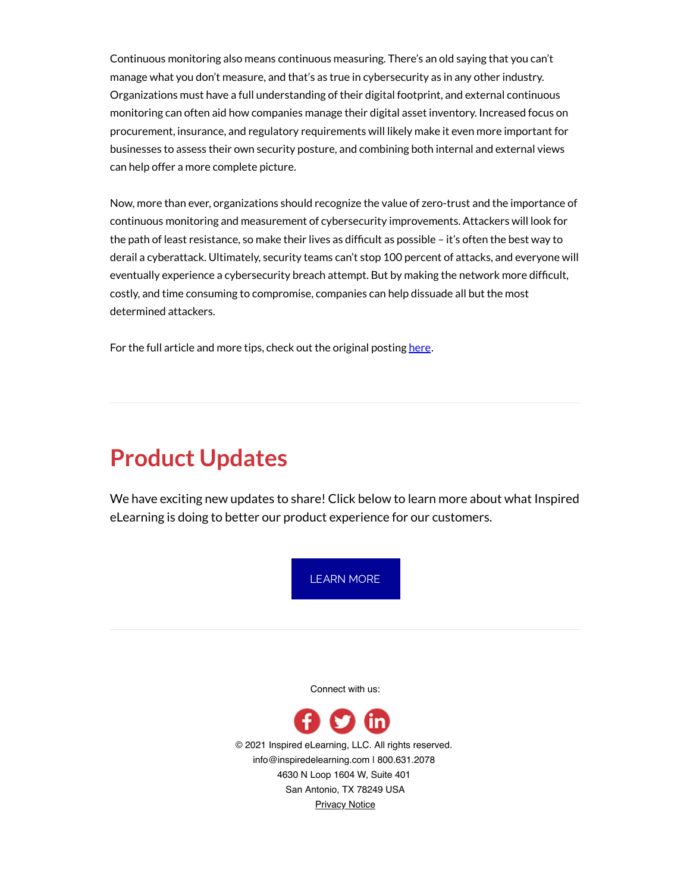Continuous monitoring also means continuous measuring. There's an old saying that you can't manage what you don't measure, and that's as true in cybersecurity as in any other industry. Organizations must have a full understanding of their digital footprint, and external continuous monitoring can often aid how companies manage their digital asset inventory. Increased focus on procurement, insurance, and regulatory requirements will likely make it even more important for businesses to assess their own security posture, and combining both internal and external views can help offer a more complete picture.

Now, more than ever, organizations should recognize the value of zero-trust and the importance of continuous monitoring and measurement of cybersecurity improvements. Attackers will look for the path of least resistance, so make their lives as difficult as possible – it's often the best way to derail a cyberattack. Ultimately, security teams can't stop 100 percent of attacks, and everyone will eventually experience a cybersecurity breach attempt. But by making the network more difficult, costly, and time consuming to compromise, companies can help dissuade all but the most determined attackers.

For the full article and more tips, check out the original posting here.

---

# Product Updates

We have exciting new updates to share! Click below to learn more about what Inspired eLearning is doing to better our product experience for our customers.

LEARN MORE

---

Connect with us:

© 2021 Inspired eLearning, LLC. All rights reserved.
info@inspiredelearning.com | 800.631.2078
4630 N Loop 1604 W, Suite 401
San Antonio, TX 78249 USA
Privacy Notice